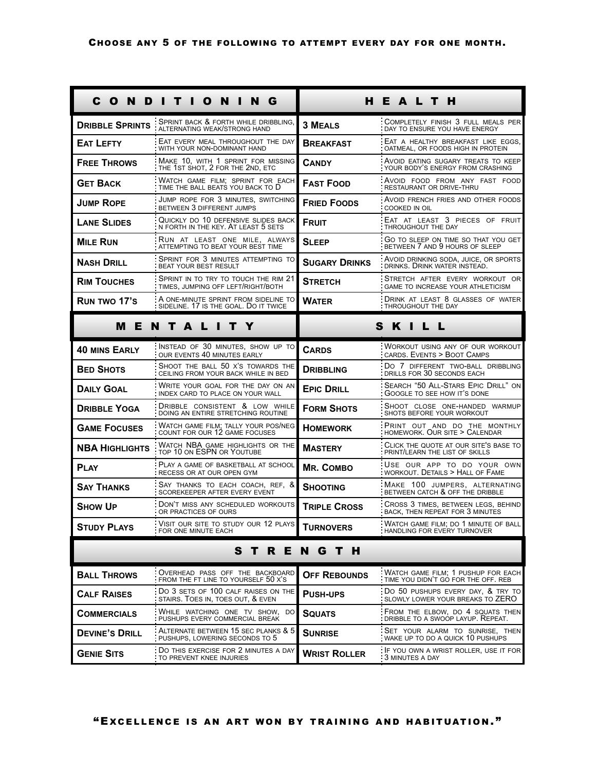**Choose any 5 of the following to attempt every day for one month.**

| CONDITIONING | | HEALTH | |
|---|---|---|---|
| **Dribble Sprints** | Sprint back & forth while dribbling, alternating weak/strong hand | **3 Meals** | Completely finish 3 full meals per day to ensure you have energy |
| **Eat Lefty** | Eat every meal throughout the day with your non-dominant hand | **Breakfast** | Eat a healthy breakfast like eggs, oatmeal, or foods high in protein |
| **Free Throws** | Make 10, with 1 sprint for missing the 1st shot, 2 for the 2nd, etc | **Candy** | Avoid eating sugary treats to keep your body's energy from crashing |
| **Get Back** | Watch game film; sprint for each time the ball beats you back to D | **Fast Food** | Avoid food from any fast food restaurant or drive-thru |
| **Jump Rope** | Jump rope for 3 minutes, switching between 3 different jumps | **Fried Foods** | Avoid french fries and other foods cooked in oil |
| **Lane Slides** | Quickly do 10 defensive slides back n forth in the key. At least 5 sets | **Fruit** | Eat at least 3 pieces of fruit throughout the day |
| **Mile Run** | Run at least one mile, always attempting to beat your best time | **Sleep** | Go to sleep on time so that you get between 7 and 9 hours of sleep |
| **Nash Drill** | Sprint for 3 minutes attempting to beat your best result | **Sugary Drinks** | Avoid drinking soda, juice, or sports drinks. Drink water instead. |
| **Rim Touches** | Sprint in to try to touch the rim 21 times, jumping off left/right/both | **Stretch** | Stretch after every workout or game to increase your athleticism |
| **Run two 17's** | A one-minute sprint from sideline to sideline. 17 is the goal. Do it twice | **Water** | Drink at least 8 glasses of water throughout the day |

| MENTALITY | | SKILL | |
|---|---|---|---|
| **40 mins Early** | Instead of 30 minutes, show up to our events 40 minutes early | **Cards** | Workout using any of our workout cards. Events > Boot Camps |
| **Bed Shots** | Shoot the ball 50 x's towards the ceiling from your back while in bed | **Dribbling** | Do 7 different two-ball dribbling drills for 30 seconds each |
| **Daily Goal** | Write your goal for the day on an index card to place on your wall | **Epic Drill** | Search "50 All-Stars Epic Drill" on Google to see how it's done |
| **Dribble Yoga** | Dribble consistent & low while doing an entire stretching routine | **Form Shots** | Shoot close one-handed warmup shots before your workout |
| **Game Focuses** | Watch game film; tally your pos/neg count for our 12 game focuses | **Homework** | Print out and do the monthly homework. Our site > Calendar |
| **NBA Highlights** | Watch NBA game highlights or the top 10 on ESPN or YouTube | **Mastery** | Click the quote at our site's base to print/learn the list of skills |
| **Play** | Play a game of basketball at school recess or at our open gym | **Mr. Combo** | Use our app to do your own workout. Details > Hall of Fame |
| **Say Thanks** | Say thanks to each coach, ref, & scorekeeper after every event | **Shooting** | Make 100 jumpers, alternating between catch & off the dribble |
| **Show Up** | Don't miss any scheduled workouts or practices of ours | **Triple Cross** | Cross 3 times, between legs, behind back, then repeat for 3 minutes |
| **Study Plays** | Visit our site to study our 12 plays for one minute each | **Turnovers** | Watch game film; do 1 minute of ball handling for every turnover |

| STRENGTH | | | |
|---|---|---|---|
| **Ball Throws** | Overhead pass off the backboard from the FT line to yourself 50 x's | **Off Rebounds** | Watch game film; 1 pushup for each time you didn't go for the off. reb |
| **Calf Raises** | Do 3 sets of 100 calf raises on the stairs. Toes in, toes out, & even | **Push-ups** | Do 50 pushups every day, & try to slowly lower your breaks to ZERO |
| **Commercials** | While watching one TV show, do pushups every commercial break | **Squats** | From the elbow, do 4 squats then dribble to a swoop layup. Repeat. |
| **Devine's Drill** | Alternate between 15 sec planks & 5 pushups, lowering seconds to 5 | **Sunrise** | Set your alarm to sunrise, then wake up to do a quick 10 pushups |
| **Genie Sits** | Do this exercise for 2 minutes a day to prevent knee injuries | **Wrist Roller** | If you own a wrist roller, use it for 3 minutes a day |

**"Excellence is an art won by training and habituation."**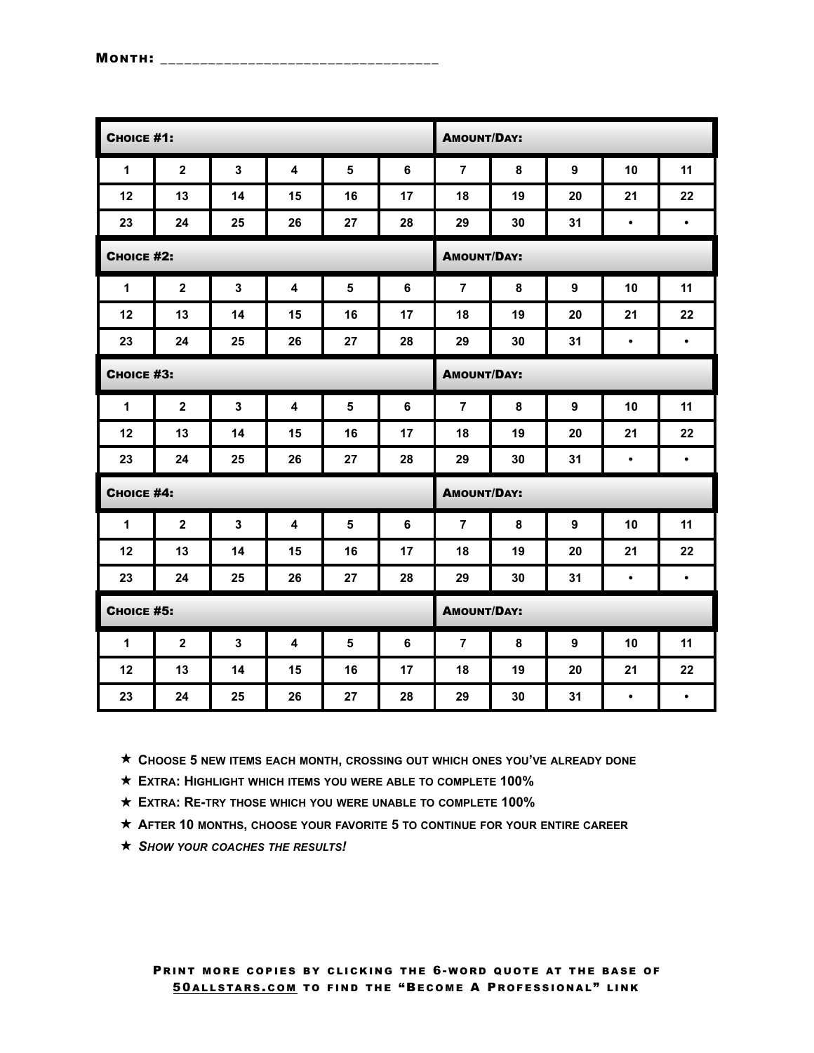**Month:** ___________________________________

| | | | | | | | | | | |
|---|---|---|---|---|---|---|---|---|---|---|
| **Choice #1:** | | | | | | **Amount/Day:** | | | | |
| 1 | 2 | 3 | 4 | 5 | 6 | 7 | 8 | 9 | 10 | 11 |
| 12 | 13 | 14 | 15 | 16 | 17 | 18 | 19 | 20 | 21 | 22 |
| 23 | 24 | 25 | 26 | 27 | 28 | 29 | 30 | 31 | • | • |
| **Choice #2:** | | | | | | **Amount/Day:** | | | | |
| 1 | 2 | 3 | 4 | 5 | 6 | 7 | 8 | 9 | 10 | 11 |
| 12 | 13 | 14 | 15 | 16 | 17 | 18 | 19 | 20 | 21 | 22 |
| 23 | 24 | 25 | 26 | 27 | 28 | 29 | 30 | 31 | • | • |
| **Choice #3:** | | | | | | **Amount/Day:** | | | | |
| 1 | 2 | 3 | 4 | 5 | 6 | 7 | 8 | 9 | 10 | 11 |
| 12 | 13 | 14 | 15 | 16 | 17 | 18 | 19 | 20 | 21 | 22 |
| 23 | 24 | 25 | 26 | 27 | 28 | 29 | 30 | 31 | • | • |
| **Choice #4:** | | | | | | **Amount/Day:** | | | | |
| 1 | 2 | 3 | 4 | 5 | 6 | 7 | 8 | 9 | 10 | 11 |
| 12 | 13 | 14 | 15 | 16 | 17 | 18 | 19 | 20 | 21 | 22 |
| 23 | 24 | 25 | 26 | 27 | 28 | 29 | 30 | 31 | • | • |
| **Choice #5:** | | | | | | **Amount/Day:** | | | | |
| 1 | 2 | 3 | 4 | 5 | 6 | 7 | 8 | 9 | 10 | 11 |
| 12 | 13 | 14 | 15 | 16 | 17 | 18 | 19 | 20 | 21 | 22 |
| 23 | 24 | 25 | 26 | 27 | 28 | 29 | 30 | 31 | • | • |

- ★ **Choose 5 new items each month, crossing out which ones you've already done**
- ★ **Extra: Highlight which items you were able to complete 100%**
- ★ **Extra: Re-try those which you were unable to complete 100%**
- ★ **After 10 months, choose your favorite 5 to continue for your entire career**
- ★ ***Show your coaches the results!***

**Print more copies by clicking the 6-word quote at the base of 50allstars.com to find the "Become A Professional" link**